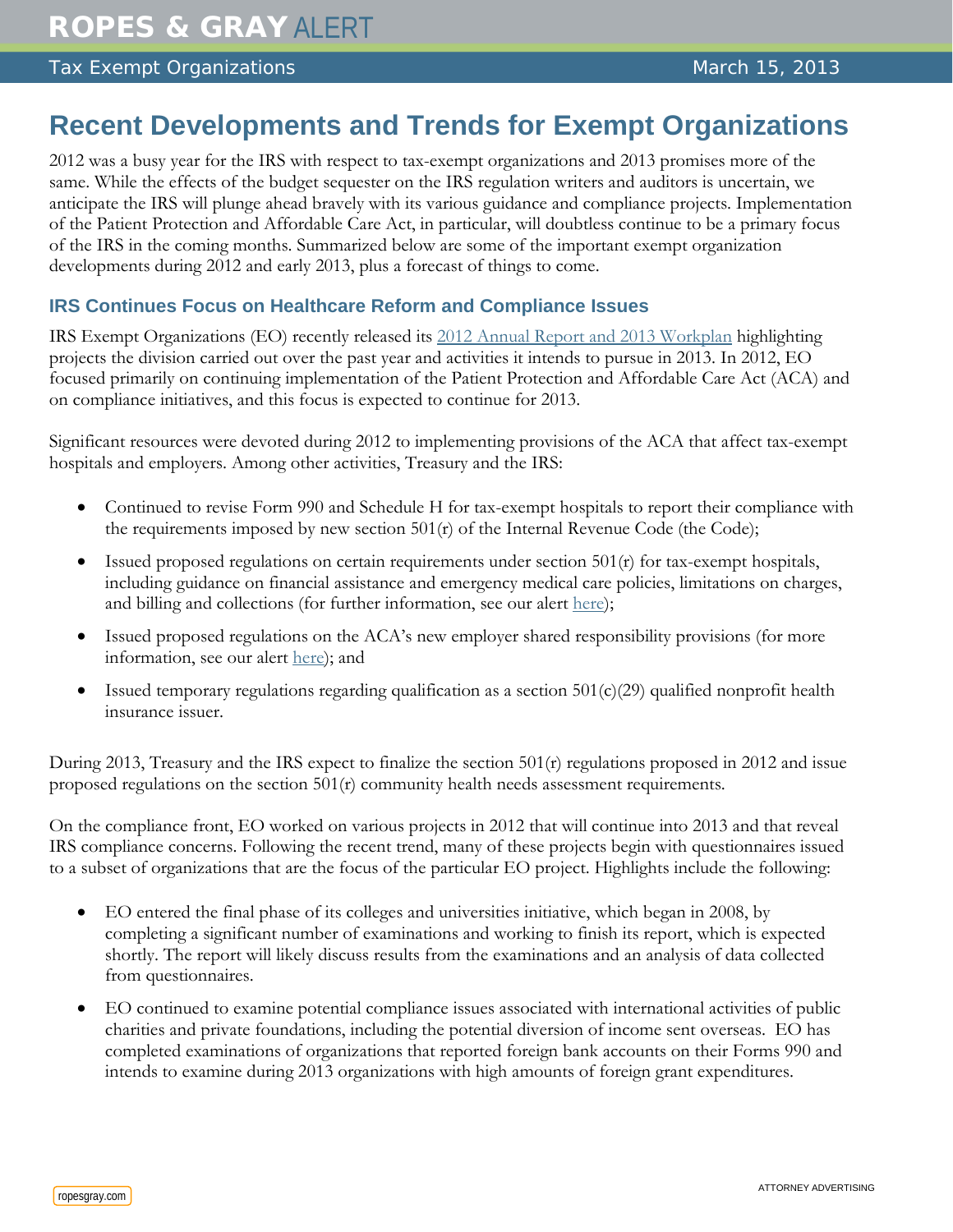# Recent Developments and Trends for Exempt Organizations

2012 was a busy year for the IRS with respect to tax-exempt organizations and 2013 promises more of the same. While the effects of the budget sequester on the IRS regulation writers and auditors is uncertain, we anticipate the IRS will plunge ahead bravely with its various guidance and compliance projects. Implementation of the Patient Protection and Affordable Care Act, in particular, will doubtless continue to be a primary focus of the IRS in the coming months. Summarized below are some of the important exempt organization developments during 2012 and early 2013, plus a forecast of things to come.

## IRS Continues Focus on Healthcare Reform and Compliance Issues

IRS Exempt Organizations (EO) recently released its 2012 Annual Report and 2013 Workplan highlighting projects the division carried out over the past year and activities it intends to pursue in 2013. In 2012, EO focused primarily on continuing implementation of the Patient Protection and Affordable Care Act (ACA) and on compliance initiatives, and this focus is expected to continue for 2013.

Significant resources were devoted during 2012 to implementing provisions of the ACA that affect tax-exempt hospitals and employers. Among other activities, Treasury and the IRS:

- Continued to revise Form 990 and Schedule H for tax-exempt hospitals to report their compliance with the requirements imposed by new section 501(r) of the Internal Revenue Code (the Code);
- Issued proposed regulations on certain requirements under section 501(r) for tax-exempt hospitals, including guidance on financial assistance and emergency medical care policies, limitations on charges, and billing and collections (for further information, see our alert here);
- Issued proposed regulations on the ACA's new employer shared responsibility provisions (for more information, see our alert here); and
- Issued temporary regulations regarding qualification as a section 501(c)(29) qualified nonprofit health insurance issuer.

During 2013, Treasury and the IRS expect to finalize the section 501(r) regulations proposed in 2012 and issue proposed regulations on the section 501(r) community health needs assessment requirements.

On the compliance front, EO worked on various projects in 2012 that will continue into 2013 and that reveal IRS compliance concerns. Following the recent trend, many of these projects begin with questionnaires issued to a subset of organizations that are the focus of the particular EO project. Highlights include the following:

- EO entered the final phase of its colleges and universities initiative, which began in 2008, by completing a significant number of examinations and working to finish its report, which is expected shortly. The report will likely discuss results from the examinations and an analysis of data collected from questionnaires.
- EO continued to examine potential compliance issues associated with international activities of public charities and private foundations, including the potential diversion of income sent overseas. EO has completed examinations of organizations that reported foreign bank accounts on their Forms 990 and intends to examine during 2013 organizations with high amounts of foreign grant expenditures.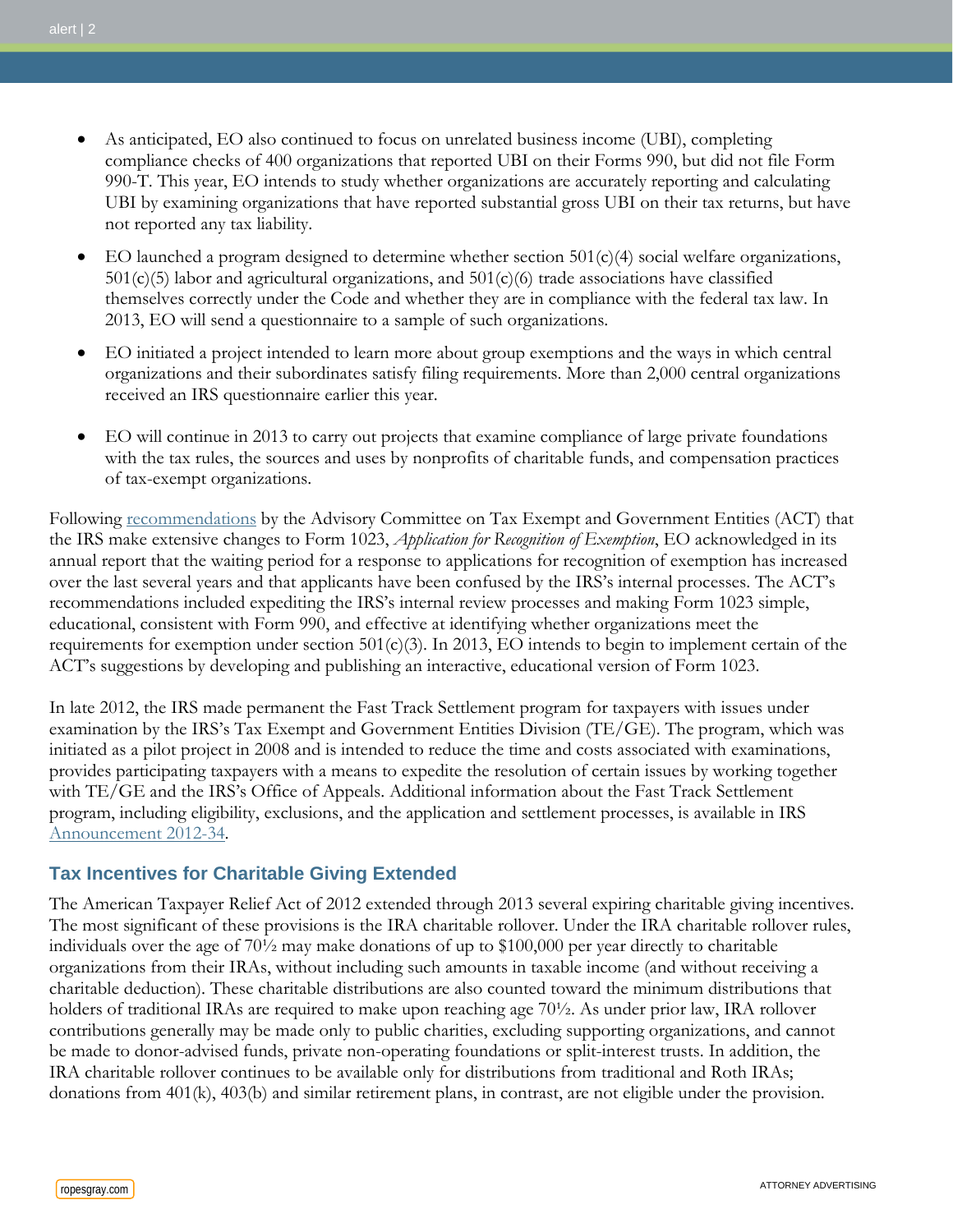- As anticipated, EO also continued to focus on unrelated business income (UBI), completing compliance checks of 400 organizations that reported UBI on their Forms 990, but did not file Form 990-T. This year, EO intends to study whether organizations are accurately reporting and calculating UBI by examining organizations that have reported substantial gross UBI on their tax returns, but have not reported any tax liability.

- EO launched a program designed to determine whether section 501(c)(4) social welfare organizations, 501(c)(5) labor and agricultural organizations, and 501(c)(6) trade associations have classified themselves correctly under the Code and whether they are in compliance with the federal tax law. In 2013, EO will send a questionnaire to a sample of such organizations.

- EO initiated a project intended to learn more about group exemptions and the ways in which central organizations and their subordinates satisfy filing requirements. More than 2,000 central organizations received an IRS questionnaire earlier this year.

- EO will continue in 2013 to carry out projects that examine compliance of large private foundations with the tax rules, the sources and uses by nonprofits of charitable funds, and compensation practices of tax-exempt organizations.

Following recommendations by the Advisory Committee on Tax Exempt and Government Entities (ACT) that the IRS make extensive changes to Form 1023, *Application for Recognition of Exemption*, EO acknowledged in its annual report that the waiting period for a response to applications for recognition of exemption has increased over the last several years and that applicants have been confused by the IRS's internal processes. The ACT's recommendations included expediting the IRS's internal review processes and making Form 1023 simple, educational, consistent with Form 990, and effective at identifying whether organizations meet the requirements for exemption under section 501(c)(3). In 2013, EO intends to begin to implement certain of the ACT's suggestions by developing and publishing an interactive, educational version of Form 1023.

In late 2012, the IRS made permanent the Fast Track Settlement program for taxpayers with issues under examination by the IRS's Tax Exempt and Government Entities Division (TE/GE). The program, which was initiated as a pilot project in 2008 and is intended to reduce the time and costs associated with examinations, provides participating taxpayers with a means to expedite the resolution of certain issues by working together with TE/GE and the IRS's Office of Appeals. Additional information about the Fast Track Settlement program, including eligibility, exclusions, and the application and settlement processes, is available in IRS Announcement 2012-34.

## Tax Incentives for Charitable Giving Extended

The American Taxpayer Relief Act of 2012 extended through 2013 several expiring charitable giving incentives. The most significant of these provisions is the IRA charitable rollover. Under the IRA charitable rollover rules, individuals over the age of 70½ may make donations of up to $100,000 per year directly to charitable organizations from their IRAs, without including such amounts in taxable income (and without receiving a charitable deduction). These charitable distributions are also counted toward the minimum distributions that holders of traditional IRAs are required to make upon reaching age 70½. As under prior law, IRA rollover contributions generally may be made only to public charities, excluding supporting organizations, and cannot be made to donor-advised funds, private non-operating foundations or split-interest trusts. In addition, the IRA charitable rollover continues to be available only for distributions from traditional and Roth IRAs; donations from 401(k), 403(b) and similar retirement plans, in contrast, are not eligible under the provision.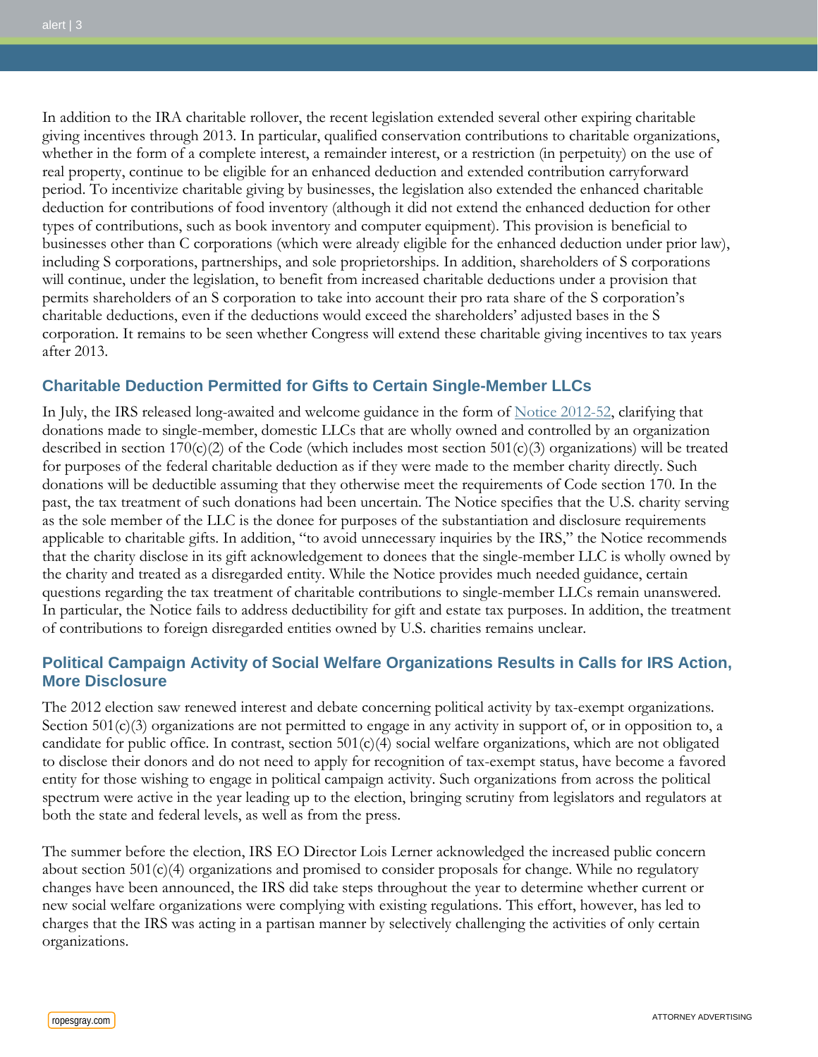In addition to the IRA charitable rollover, the recent legislation extended several other expiring charitable giving incentives through 2013. In particular, qualified conservation contributions to charitable organizations, whether in the form of a complete interest, a remainder interest, or a restriction (in perpetuity) on the use of real property, continue to be eligible for an enhanced deduction and extended contribution carryforward period. To incentivize charitable giving by businesses, the legislation also extended the enhanced charitable deduction for contributions of food inventory (although it did not extend the enhanced deduction for other types of contributions, such as book inventory and computer equipment). This provision is beneficial to businesses other than C corporations (which were already eligible for the enhanced deduction under prior law), including S corporations, partnerships, and sole proprietorships. In addition, shareholders of S corporations will continue, under the legislation, to benefit from increased charitable deductions under a provision that permits shareholders of an S corporation to take into account their pro rata share of the S corporation's charitable deductions, even if the deductions would exceed the shareholders' adjusted bases in the S corporation. It remains to be seen whether Congress will extend these charitable giving incentives to tax years after 2013.

## Charitable Deduction Permitted for Gifts to Certain Single-Member LLCs

In July, the IRS released long-awaited and welcome guidance in the form of Notice 2012-52, clarifying that donations made to single-member, domestic LLCs that are wholly owned and controlled by an organization described in section 170(c)(2) of the Code (which includes most section 501(c)(3) organizations) will be treated for purposes of the federal charitable deduction as if they were made to the member charity directly. Such donations will be deductible assuming that they otherwise meet the requirements of Code section 170. In the past, the tax treatment of such donations had been uncertain. The Notice specifies that the U.S. charity serving as the sole member of the LLC is the donee for purposes of the substantiation and disclosure requirements applicable to charitable gifts. In addition, "to avoid unnecessary inquiries by the IRS," the Notice recommends that the charity disclose in its gift acknowledgement to donees that the single-member LLC is wholly owned by the charity and treated as a disregarded entity. While the Notice provides much needed guidance, certain questions regarding the tax treatment of charitable contributions to single-member LLCs remain unanswered. In particular, the Notice fails to address deductibility for gift and estate tax purposes. In addition, the treatment of contributions to foreign disregarded entities owned by U.S. charities remains unclear.

## Political Campaign Activity of Social Welfare Organizations Results in Calls for IRS Action, More Disclosure

The 2012 election saw renewed interest and debate concerning political activity by tax-exempt organizations. Section 501(c)(3) organizations are not permitted to engage in any activity in support of, or in opposition to, a candidate for public office. In contrast, section 501(c)(4) social welfare organizations, which are not obligated to disclose their donors and do not need to apply for recognition of tax-exempt status, have become a favored entity for those wishing to engage in political campaign activity. Such organizations from across the political spectrum were active in the year leading up to the election, bringing scrutiny from legislators and regulators at both the state and federal levels, as well as from the press.

The summer before the election, IRS EO Director Lois Lerner acknowledged the increased public concern about section 501(c)(4) organizations and promised to consider proposals for change. While no regulatory changes have been announced, the IRS did take steps throughout the year to determine whether current or new social welfare organizations were complying with existing regulations. This effort, however, has led to charges that the IRS was acting in a partisan manner by selectively challenging the activities of only certain organizations.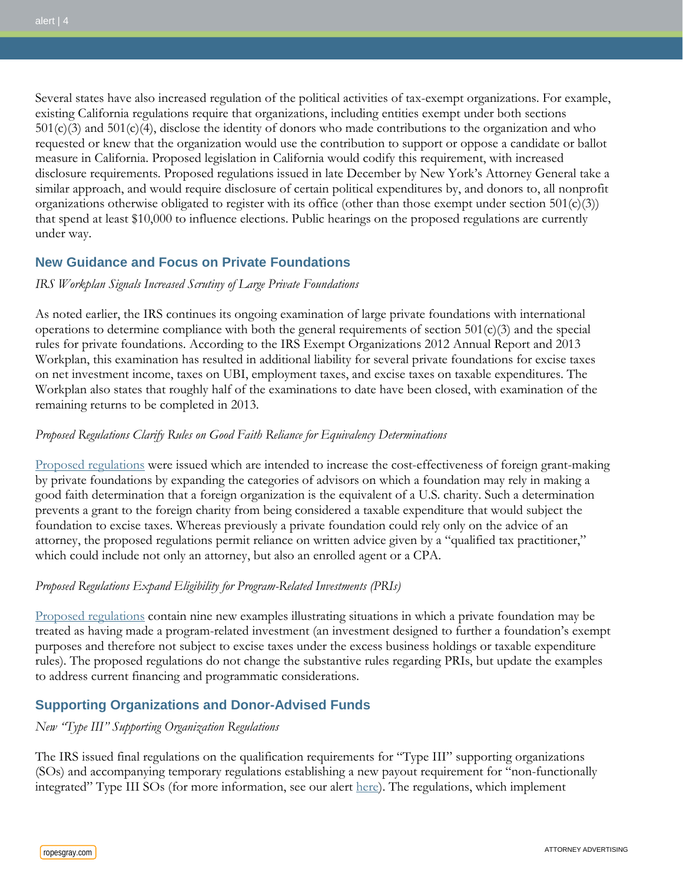Several states have also increased regulation of the political activities of tax-exempt organizations. For example, existing California regulations require that organizations, including entities exempt under both sections 501(c)(3) and 501(c)(4), disclose the identity of donors who made contributions to the organization and who requested or knew that the organization would use the contribution to support or oppose a candidate or ballot measure in California. Proposed legislation in California would codify this requirement, with increased disclosure requirements. Proposed regulations issued in late December by New York's Attorney General take a similar approach, and would require disclosure of certain political expenditures by, and donors to, all nonprofit organizations otherwise obligated to register with its office (other than those exempt under section 501(c)(3)) that spend at least $10,000 to influence elections. Public hearings on the proposed regulations are currently under way.

## New Guidance and Focus on Private Foundations

*IRS Workplan Signals Increased Scrutiny of Large Private Foundations*

As noted earlier, the IRS continues its ongoing examination of large private foundations with international operations to determine compliance with both the general requirements of section 501(c)(3) and the special rules for private foundations. According to the IRS Exempt Organizations 2012 Annual Report and 2013 Workplan, this examination has resulted in additional liability for several private foundations for excise taxes on net investment income, taxes on UBI, employment taxes, and excise taxes on taxable expenditures. The Workplan also states that roughly half of the examinations to date have been closed, with examination of the remaining returns to be completed in 2013.

*Proposed Regulations Clarify Rules on Good Faith Reliance for Equivalency Determinations*

Proposed regulations were issued which are intended to increase the cost-effectiveness of foreign grant-making by private foundations by expanding the categories of advisors on which a foundation may rely in making a good faith determination that a foreign organization is the equivalent of a U.S. charity. Such a determination prevents a grant to the foreign charity from being considered a taxable expenditure that would subject the foundation to excise taxes. Whereas previously a private foundation could rely only on the advice of an attorney, the proposed regulations permit reliance on written advice given by a "qualified tax practitioner," which could include not only an attorney, but also an enrolled agent or a CPA.

*Proposed Regulations Expand Eligibility for Program-Related Investments (PRIs)*

Proposed regulations contain nine new examples illustrating situations in which a private foundation may be treated as having made a program-related investment (an investment designed to further a foundation's exempt purposes and therefore not subject to excise taxes under the excess business holdings or taxable expenditure rules). The proposed regulations do not change the substantive rules regarding PRIs, but update the examples to address current financing and programmatic considerations.

## Supporting Organizations and Donor-Advised Funds

*New "Type III" Supporting Organization Regulations*

The IRS issued final regulations on the qualification requirements for "Type III" supporting organizations (SOs) and accompanying temporary regulations establishing a new payout requirement for "non-functionally integrated" Type III SOs (for more information, see our alert here). The regulations, which implement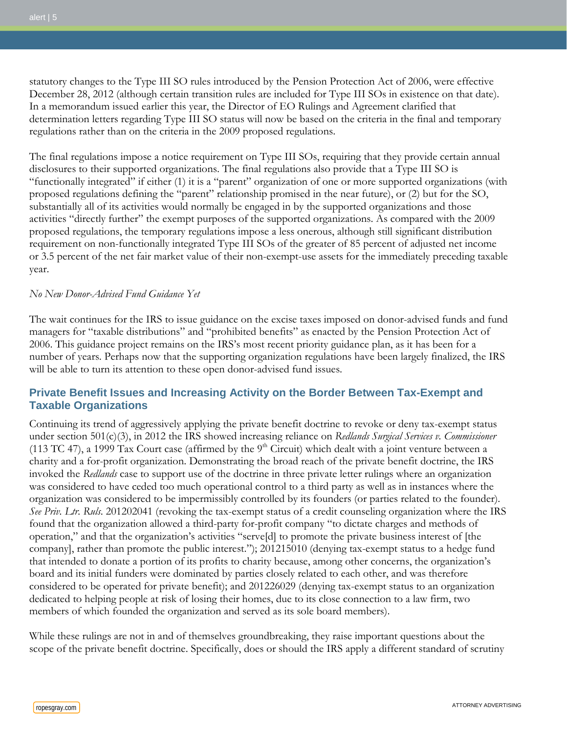statutory changes to the Type III SO rules introduced by the Pension Protection Act of 2006, were effective December 28, 2012 (although certain transition rules are included for Type III SOs in existence on that date). In a memorandum issued earlier this year, the Director of EO Rulings and Agreement clarified that determination letters regarding Type III SO status will now be based on the criteria in the final and temporary regulations rather than on the criteria in the 2009 proposed regulations.

The final regulations impose a notice requirement on Type III SOs, requiring that they provide certain annual disclosures to their supported organizations. The final regulations also provide that a Type III SO is "functionally integrated" if either (1) it is a "parent" organization of one or more supported organizations (with proposed regulations defining the "parent" relationship promised in the near future), or (2) but for the SO, substantially all of its activities would normally be engaged in by the supported organizations and those activities "directly further" the exempt purposes of the supported organizations. As compared with the 2009 proposed regulations, the temporary regulations impose a less onerous, although still significant distribution requirement on non-functionally integrated Type III SOs of the greater of 85 percent of adjusted net income or 3.5 percent of the net fair market value of their non-exempt-use assets for the immediately preceding taxable year.

*No New Donor-Advised Fund Guidance Yet*

The wait continues for the IRS to issue guidance on the excise taxes imposed on donor-advised funds and fund managers for "taxable distributions" and "prohibited benefits" as enacted by the Pension Protection Act of 2006. This guidance project remains on the IRS's most recent priority guidance plan, as it has been for a number of years. Perhaps now that the supporting organization regulations have been largely finalized, the IRS will be able to turn its attention to these open donor-advised fund issues.

## Private Benefit Issues and Increasing Activity on the Border Between Tax-Exempt and Taxable Organizations

Continuing its trend of aggressively applying the private benefit doctrine to revoke or deny tax-exempt status under section 501(c)(3), in 2012 the IRS showed increasing reliance on *Redlands Surgical Services v. Commissioner* (113 TC 47), a 1999 Tax Court case (affirmed by the 9th Circuit) which dealt with a joint venture between a charity and a for-profit organization. Demonstrating the broad reach of the private benefit doctrine, the IRS invoked the *Redlands* case to support use of the doctrine in three private letter rulings where an organization was considered to have ceded too much operational control to a third party as well as in instances where the organization was considered to be impermissibly controlled by its founders (or parties related to the founder). *See Priv. Ltr. Ruls.* 201202041 (revoking the tax-exempt status of a credit counseling organization where the IRS found that the organization allowed a third-party for-profit company "to dictate charges and methods of operation," and that the organization's activities "serve[d] to promote the private business interest of [the company], rather than promote the public interest."); 201215010 (denying tax-exempt status to a hedge fund that intended to donate a portion of its profits to charity because, among other concerns, the organization's board and its initial funders were dominated by parties closely related to each other, and was therefore considered to be operated for private benefit); and 201226029 (denying tax-exempt status to an organization dedicated to helping people at risk of losing their homes, due to its close connection to a law firm, two members of which founded the organization and served as its sole board members).

While these rulings are not in and of themselves groundbreaking, they raise important questions about the scope of the private benefit doctrine. Specifically, does or should the IRS apply a different standard of scrutiny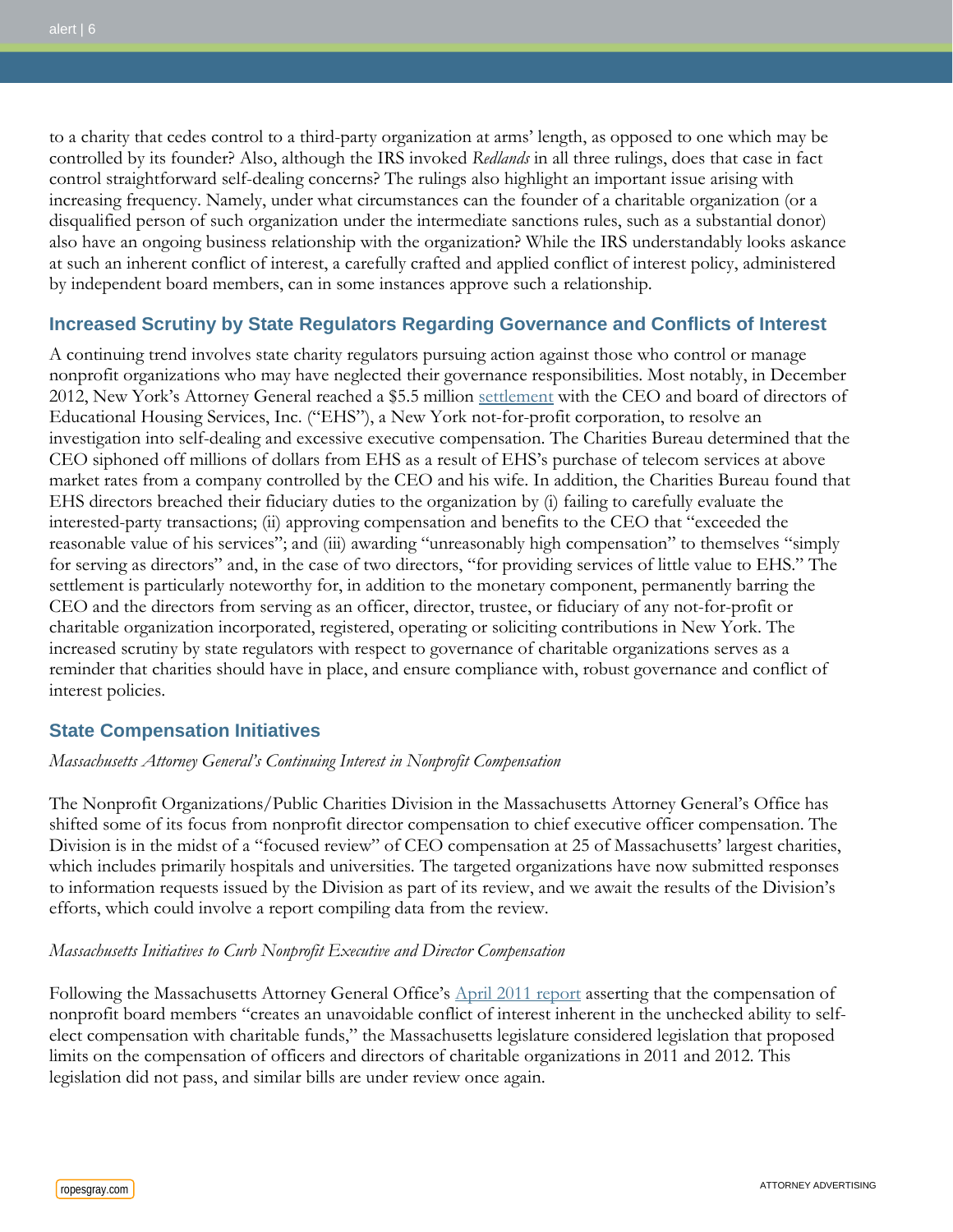to a charity that cedes control to a third-party organization at arms' length, as opposed to one which may be controlled by its founder? Also, although the IRS invoked *Redlands* in all three rulings, does that case in fact control straightforward self-dealing concerns? The rulings also highlight an important issue arising with increasing frequency. Namely, under what circumstances can the founder of a charitable organization (or a disqualified person of such organization under the intermediate sanctions rules, such as a substantial donor) also have an ongoing business relationship with the organization? While the IRS understandably looks askance at such an inherent conflict of interest, a carefully crafted and applied conflict of interest policy, administered by independent board members, can in some instances approve such a relationship.

## Increased Scrutiny by State Regulators Regarding Governance and Conflicts of Interest

A continuing trend involves state charity regulators pursuing action against those who control or manage nonprofit organizations who may have neglected their governance responsibilities. Most notably, in December 2012, New York's Attorney General reached a $5.5 million settlement with the CEO and board of directors of Educational Housing Services, Inc. ("EHS"), a New York not-for-profit corporation, to resolve an investigation into self-dealing and excessive executive compensation. The Charities Bureau determined that the CEO siphoned off millions of dollars from EHS as a result of EHS's purchase of telecom services at above market rates from a company controlled by the CEO and his wife. In addition, the Charities Bureau found that EHS directors breached their fiduciary duties to the organization by (i) failing to carefully evaluate the interested-party transactions; (ii) approving compensation and benefits to the CEO that "exceeded the reasonable value of his services"; and (iii) awarding "unreasonably high compensation" to themselves "simply for serving as directors" and, in the case of two directors, "for providing services of little value to EHS." The settlement is particularly noteworthy for, in addition to the monetary component, permanently barring the CEO and the directors from serving as an officer, director, trustee, or fiduciary of any not-for-profit or charitable organization incorporated, registered, operating or soliciting contributions in New York. The increased scrutiny by state regulators with respect to governance of charitable organizations serves as a reminder that charities should have in place, and ensure compliance with, robust governance and conflict of interest policies.

## State Compensation Initiatives

*Massachusetts Attorney General's Continuing Interest in Nonprofit Compensation*

The Nonprofit Organizations/Public Charities Division in the Massachusetts Attorney General's Office has shifted some of its focus from nonprofit director compensation to chief executive officer compensation. The Division is in the midst of a "focused review" of CEO compensation at 25 of Massachusetts' largest charities, which includes primarily hospitals and universities. The targeted organizations have now submitted responses to information requests issued by the Division as part of its review, and we await the results of the Division's efforts, which could involve a report compiling data from the review.

*Massachusetts Initiatives to Curb Nonprofit Executive and Director Compensation*

Following the Massachusetts Attorney General Office's April 2011 report asserting that the compensation of nonprofit board members "creates an unavoidable conflict of interest inherent in the unchecked ability to self-elect compensation with charitable funds," the Massachusetts legislature considered legislation that proposed limits on the compensation of officers and directors of charitable organizations in 2011 and 2012. This legislation did not pass, and similar bills are under review once again.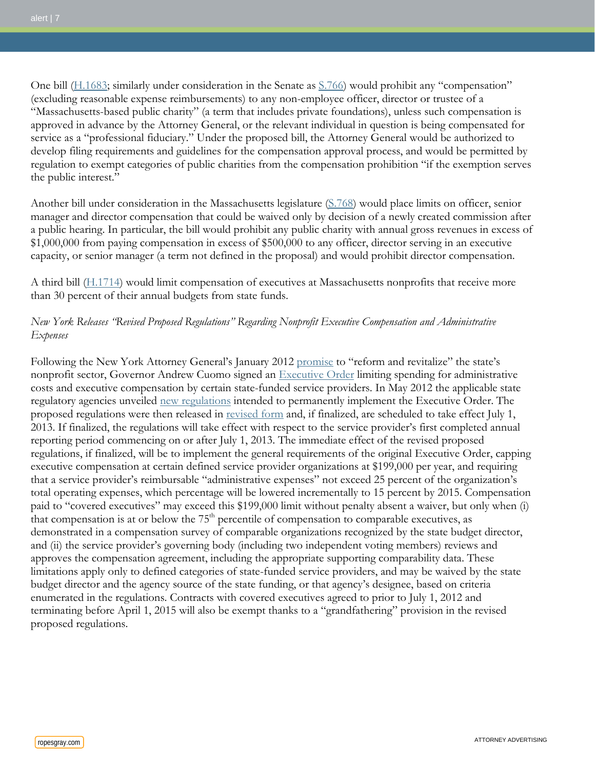One bill (H.1683; similarly under consideration in the Senate as S.766) would prohibit any "compensation" (excluding reasonable expense reimbursements) to any non-employee officer, director or trustee of a "Massachusetts-based public charity" (a term that includes private foundations), unless such compensation is approved in advance by the Attorney General, or the relevant individual in question is being compensated for service as a "professional fiduciary." Under the proposed bill, the Attorney General would be authorized to develop filing requirements and guidelines for the compensation approval process, and would be permitted by regulation to exempt categories of public charities from the compensation prohibition "if the exemption serves the public interest."

Another bill under consideration in the Massachusetts legislature (S.768) would place limits on officer, senior manager and director compensation that could be waived only by decision of a newly created commission after a public hearing. In particular, the bill would prohibit any public charity with annual gross revenues in excess of $1,000,000 from paying compensation in excess of $500,000 to any officer, director serving in an executive capacity, or senior manager (a term not defined in the proposal) and would prohibit director compensation.

A third bill (H.1714) would limit compensation of executives at Massachusetts nonprofits that receive more than 30 percent of their annual budgets from state funds.

*New York Releases "Revised Proposed Regulations" Regarding Nonprofit Executive Compensation and Administrative Expenses*

Following the New York Attorney General's January 2012 promise to "reform and revitalize" the state's nonprofit sector, Governor Andrew Cuomo signed an Executive Order limiting spending for administrative costs and executive compensation by certain state-funded service providers. In May 2012 the applicable state regulatory agencies unveiled new regulations intended to permanently implement the Executive Order. The proposed regulations were then released in revised form and, if finalized, are scheduled to take effect July 1, 2013. If finalized, the regulations will take effect with respect to the service provider's first completed annual reporting period commencing on or after July 1, 2013. The immediate effect of the revised proposed regulations, if finalized, will be to implement the general requirements of the original Executive Order, capping executive compensation at certain defined service provider organizations at $199,000 per year, and requiring that a service provider's reimbursable "administrative expenses" not exceed 25 percent of the organization's total operating expenses, which percentage will be lowered incrementally to 15 percent by 2015. Compensation paid to "covered executives" may exceed this $199,000 limit without penalty absent a waiver, but only when (i) that compensation is at or below the 75th percentile of compensation to comparable executives, as demonstrated in a compensation survey of comparable organizations recognized by the state budget director, and (ii) the service provider's governing body (including two independent voting members) reviews and approves the compensation agreement, including the appropriate supporting comparability data. These limitations apply only to defined categories of state-funded service providers, and may be waived by the state budget director and the agency source of the state funding, or that agency's designee, based on criteria enumerated in the regulations. Contracts with covered executives agreed to prior to July 1, 2012 and terminating before April 1, 2015 will also be exempt thanks to a "grandfathering" provision in the revised proposed regulations.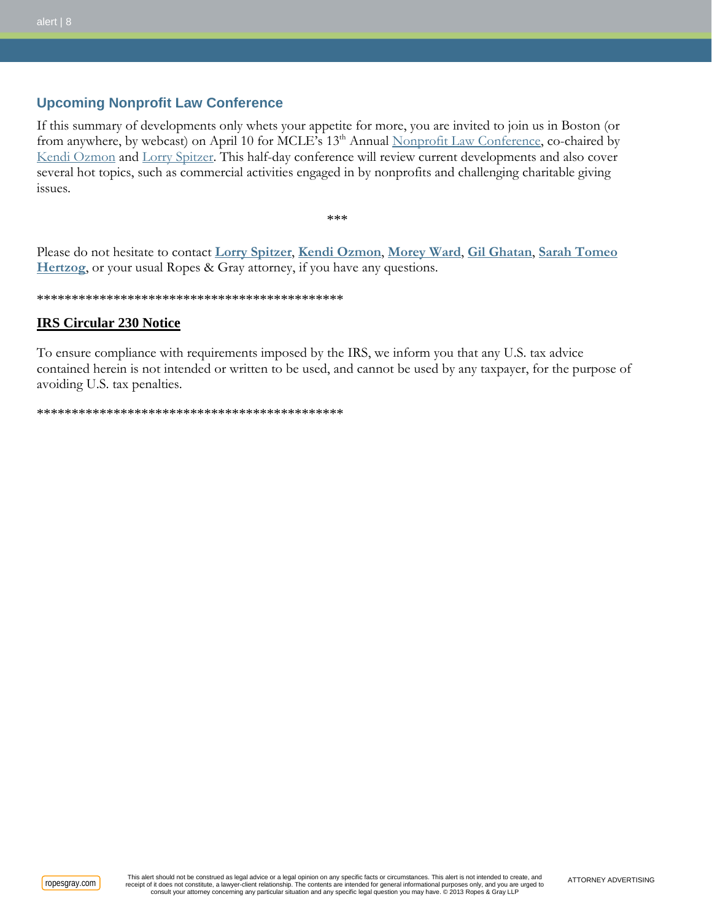## Upcoming Nonprofit Law Conference

If this summary of developments only whets your appetite for more, you are invited to join us in Boston (or from anywhere, by webcast) on April 10 for MCLE's 13th Annual Nonprofit Law Conference, co-chaired by Kendi Ozmon and Lorry Spitzer. This half-day conference will review current developments and also cover several hot topics, such as commercial activities engaged in by nonprofits and challenging charitable giving issues.

***

Please do not hesitate to contact **Lorry Spitzer**, **Kendi Ozmon**, **Morey Ward**, **Gil Ghatan**, **Sarah Tomeo Hertzog**, or your usual Ropes & Gray attorney, if you have any questions.

********************************************

**IRS Circular 230 Notice**

To ensure compliance with requirements imposed by the IRS, we inform you that any U.S. tax advice contained herein is not intended or written to be used, and cannot be used by any taxpayer, for the purpose of avoiding U.S. tax penalties.

********************************************

ropesgray.com

This alert should not be construed as legal advice or a legal opinion on any specific facts or circumstances. This alert is not intended to create, and receipt of it does not constitute, a lawyer-client relationship. The contents are intended for general informational purposes only, and you are urged to consult your attorney concerning any particular situation and any specific legal question you may have. © 2013 Ropes & Gray LLP

ATTORNEY ADVERTISING